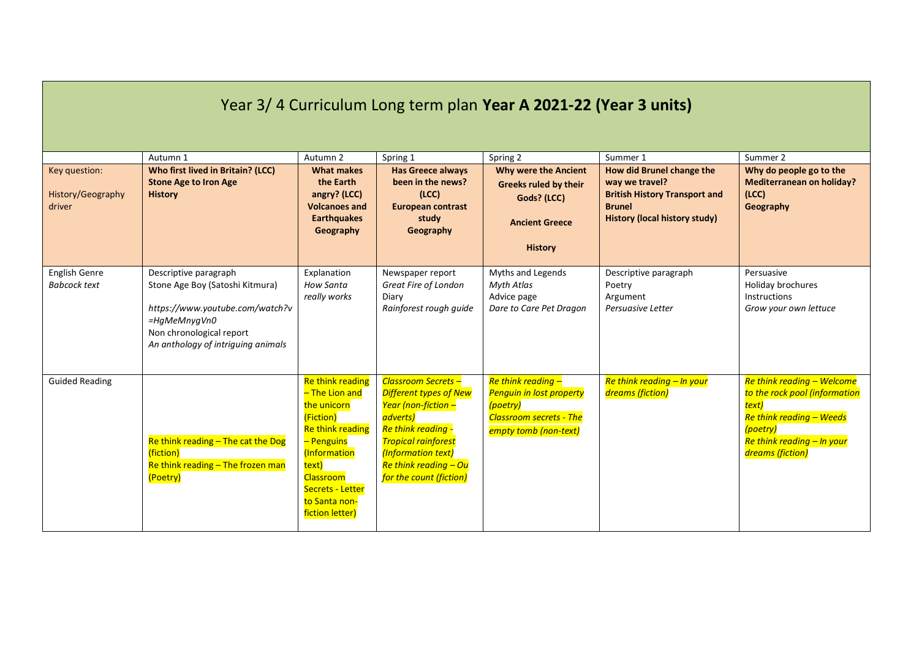# Year 3/ 4 Curriculum Long term plan **Year A 2021-22 (Year 3 units)**

| | Autumn 1 | Autumn 2 | Spring 1 | Spring 2 | Summer 1 | Summer 2 |
|---|---|---|---|---|---|---|
| Key question:<br>History/Geography driver | **Who first lived in Britain? (LCC)**<br>**Stone Age to Iron Age**<br>**History** | **What makes the Earth angry? (LCC)**<br>**Volcanoes and Earthquakes**<br>**Geography** | **Has Greece always been in the news? (LCC)**<br>**European contrast study**<br>**Geography** | **Why were the Ancient Greeks ruled by their Gods? (LCC)**<br>**Ancient Greece**<br>**History** | **How did Brunel change the way we travel?**<br>**British History Transport and Brunel**<br>**History (local history study)** | **Why do people go to the Mediterranean on holiday? (LCC)**<br>**Geography** |
| English Genre<br>*Babcock text* | Descriptive paragraph<br>Stone Age Boy (Satoshi Kitmura)<br>*https://www.youtube.com/watch?v=HgMeMnygVn0*<br>Non chronological report<br>*An anthology of intriguing animals* | Explanation<br>*How Santa really works* | Newspaper report<br>*Great Fire of London*<br>Diary<br>*Rainforest rough guide* | Myths and Legends<br>*Myth Atlas*<br>Advice page<br>*Dare to Care Pet Dragon* | Descriptive paragraph<br>Poetry<br>Argument<br>*Persuasive Letter* | Persuasive<br>Holiday brochures<br>Instructions<br>*Grow your own lettuce* |
| Guided Reading | Re think reading – The cat the Dog (fiction)<br>Re think reading – The frozen man (Poetry) | Re think reading – The Lion and the unicorn (Fiction)<br>Re think reading – Penguins (Information text)<br>Classroom Secrets - Letter to Santa non-fiction letter) | *Classroom Secrets – Different types of New Year (non-fiction – adverts)*<br>*Re think reading - Tropical rainforest (Information text)*<br>*Re think reading – Ou for the count (fiction)* | *Re think reading – Penguin in lost property (poetry)*<br>*Classroom secrets - The empty tomb (non-text)* | *Re think reading – In your dreams (fiction)* | *Re think reading – Welcome to the rock pool (information text)*<br>*Re think reading – Weeds (poetry)*<br>*Re think reading – In your dreams (fiction)* |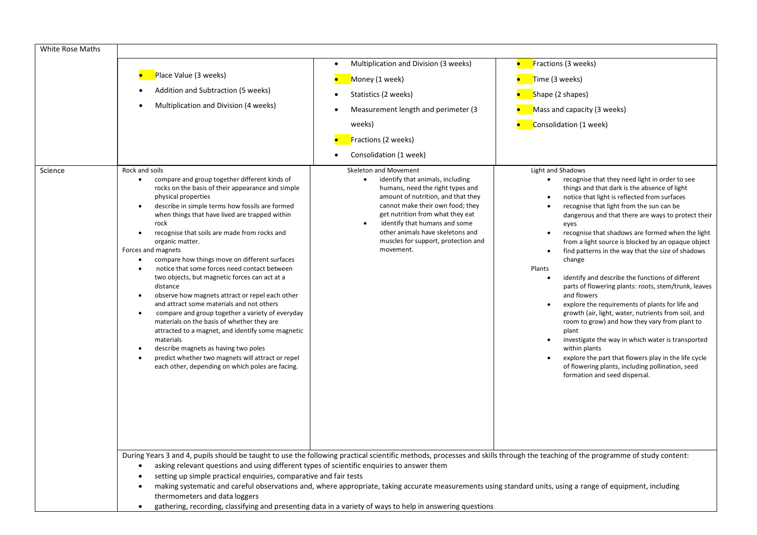| White Rose Maths | | | |
|---|---|---|---|
| | • Place Value (3 weeks)<br>• Addition and Subtraction (5 weeks)<br>• Multiplication and Division (4 weeks) | • Multiplication and Division (3 weeks)<br>• Money (1 week)<br>• Statistics (2 weeks)<br>• Measurement length and perimeter (3 weeks)<br>• Fractions (2 weeks)<br>• Consolidation (1 week) | • Fractions (3 weeks)<br>• Time (3 weeks)<br>• Shape (2 shapes)<br>• Mass and capacity (3 weeks)<br>• Consolidation (1 week) |
| Science | Rock and soils<br>• compare and group together different kinds of rocks on the basis of their appearance and simple physical properties<br>• describe in simple terms how fossils are formed when things that have lived are trapped within rock<br>• recognise that soils are made from rocks and organic matter.<br>Forces and magnets<br>• compare how things move on different surfaces<br>• notice that some forces need contact between two objects, but magnetic forces can act at a distance<br>• observe how magnets attract or repel each other and attract some materials and not others<br>• compare and group together a variety of everyday materials on the basis of whether they are attracted to a magnet, and identify some magnetic materials<br>• describe magnets as having two poles<br>• predict whether two magnets will attract or repel each other, depending on which poles are facing. | Skeleton and Movement<br>• identify that animals, including humans, need the right types and amount of nutrition, and that they cannot make their own food; they get nutrition from what they eat<br>• identify that humans and some other animals have skeletons and muscles for support, protection and movement. | Light and Shadows<br>• recognise that they need light in order to see things and that dark is the absence of light<br>• notice that light is reflected from surfaces<br>• recognise that light from the sun can be dangerous and that there are ways to protect their eyes<br>• recognise that shadows are formed when the light from a light source is blocked by an opaque object<br>• find patterns in the way that the size of shadows change<br>Plants<br>• identify and describe the functions of different parts of flowering plants: roots, stem/trunk, leaves and flowers<br>• explore the requirements of plants for life and growth (air, light, water, nutrients from soil, and room to grow) and how they vary from plant to plant<br>• investigate the way in which water is transported within plants<br>• explore the part that flowers play in the life cycle of flowering plants, including pollination, seed formation and seed dispersal. |
| | During Years 3 and 4, pupils should be taught to use the following practical scientific methods, processes and skills through the teaching of the programme of study content:<br>• asking relevant questions and using different types of scientific enquiries to answer them<br>• setting up simple practical enquiries, comparative and fair tests<br>• making systematic and careful observations and, where appropriate, taking accurate measurements using standard units, using a range of equipment, including thermometers and data loggers<br>• gathering, recording, classifying and presenting data in a variety of ways to help in answering questions | | |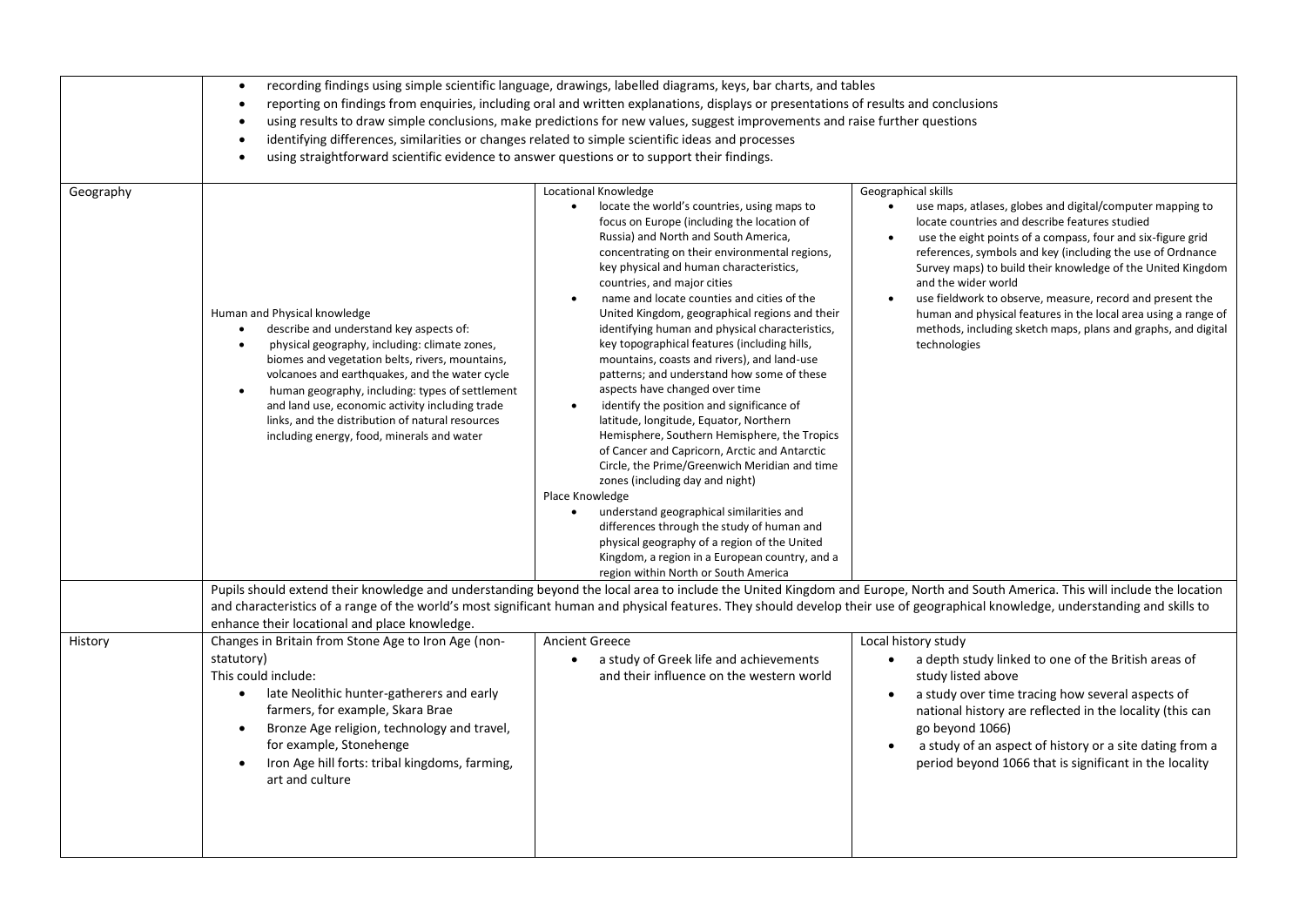| | | | |
|---|---|---|---|
| | • recording findings using simple scientific language, drawings, labelled diagrams, keys, bar charts, and tables<br>• reporting on findings from enquiries, including oral and written explanations, displays or presentations of results and conclusions<br>• using results to draw simple conclusions, make predictions for new values, suggest improvements and raise further questions<br>• identifying differences, similarities or changes related to simple scientific ideas and processes<br>• using straightforward scientific evidence to answer questions or to support their findings. | | |
| Geography | Human and Physical knowledge<br>• describe and understand key aspects of:<br>• physical geography, including: climate zones, biomes and vegetation belts, rivers, mountains, volcanoes and earthquakes, and the water cycle<br>• human geography, including: types of settlement and land use, economic activity including trade links, and the distribution of natural resources including energy, food, minerals and water | Locational Knowledge<br>• locate the world's countries, using maps to focus on Europe (including the location of Russia) and North and South America, concentrating on their environmental regions, key physical and human characteristics, countries, and major cities<br>• name and locate counties and cities of the United Kingdom, geographical regions and their identifying human and physical characteristics, key topographical features (including hills, mountains, coasts and rivers), and land-use patterns; and understand how some of these aspects have changed over time<br>• identify the position and significance of latitude, longitude, Equator, Northern Hemisphere, Southern Hemisphere, the Tropics of Cancer and Capricorn, Arctic and Antarctic Circle, the Prime/Greenwich Meridian and time zones (including day and night)<br>Place Knowledge<br>• understand geographical similarities and differences through the study of human and physical geography of a region of the United Kingdom, a region in a European country, and a region within North or South America | Geographical skills<br>• use maps, atlases, globes and digital/computer mapping to locate countries and describe features studied<br>• use the eight points of a compass, four and six-figure grid references, symbols and key (including the use of Ordnance Survey maps) to build their knowledge of the United Kingdom and the wider world<br>• use fieldwork to observe, measure, record and present the human and physical features in the local area using a range of methods, including sketch maps, plans and graphs, and digital technologies |
| | Pupils should extend their knowledge and understanding beyond the local area to include the United Kingdom and Europe, North and South America. This will include the location and characteristics of a range of the world's most significant human and physical features. They should develop their use of geographical knowledge, understanding and skills to enhance their locational and place knowledge. | | |
| History | Changes in Britain from Stone Age to Iron Age (non-statutory)<br>This could include:<br>• late Neolithic hunter-gatherers and early farmers, for example, Skara Brae<br>• Bronze Age religion, technology and travel, for example, Stonehenge<br>• Iron Age hill forts: tribal kingdoms, farming, art and culture | Ancient Greece<br>• a study of Greek life and achievements and their influence on the western world | Local history study<br>• a depth study linked to one of the British areas of study listed above<br>• a study over time tracing how several aspects of national history are reflected in the locality (this can go beyond 1066)<br>• a study of an aspect of history or a site dating from a period beyond 1066 that is significant in the locality |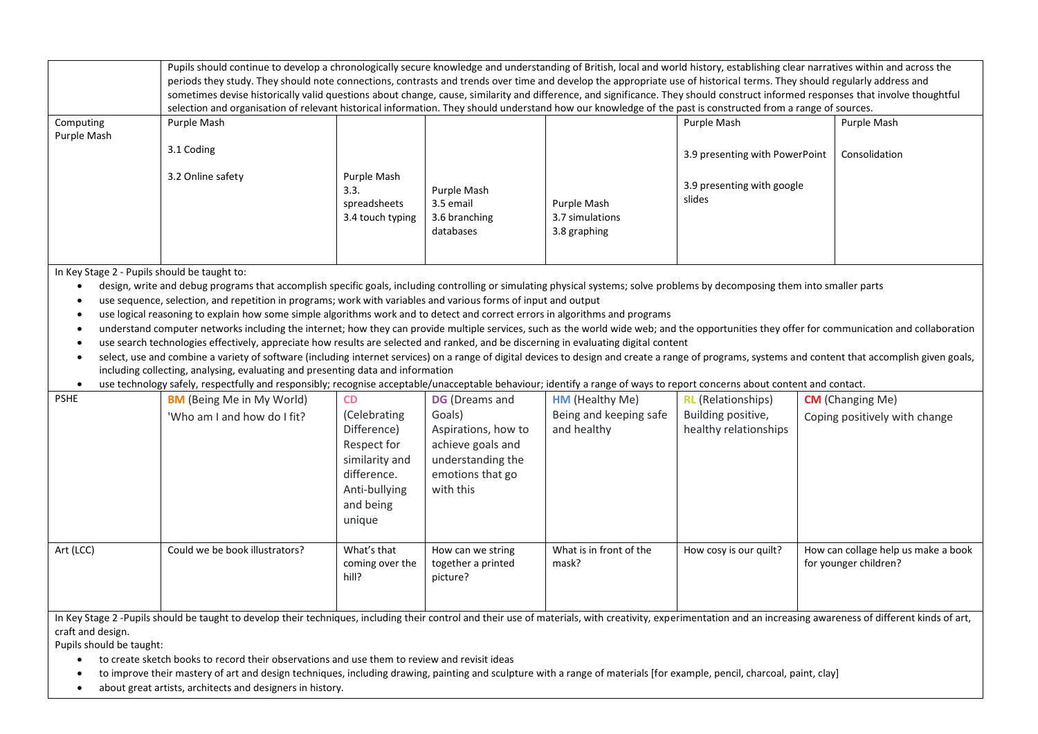| | Pupils should continue to develop a chronologically secure knowledge and understanding of British, local and world history, establishing clear narratives within and across the periods they study. They should note connections, contrasts and trends over time and develop the appropriate use of historical terms. They should regularly address and sometimes devise historically valid questions about change, cause, similarity and difference, and significance. They should construct informed responses that involve thoughtful selection and organisation of relevant historical information. They should understand how our knowledge of the past is constructed from a range of sources. | | | | | |
|---|---|---|---|---|---|---|
| Computing Purple Mash | Purple Mash<br><br>3.1 Coding<br><br>3.2 Online safety | Purple Mash<br>3.3. spreadsheets<br>3.4 touch typing | Purple Mash<br>3.5 email<br>3.6 branching databases | Purple Mash<br>3.7 simulations<br>3.8 graphing | Purple Mash<br><br>3.9 presenting with PowerPoint<br><br>3.9 presenting with google slides | Purple Mash<br><br>Consolidation |

In Key Stage 2 - Pupils should be taught to:

- design, write and debug programs that accomplish specific goals, including controlling or simulating physical systems; solve problems by decomposing them into smaller parts
- use sequence, selection, and repetition in programs; work with variables and various forms of input and output
- use logical reasoning to explain how some simple algorithms work and to detect and correct errors in algorithms and programs
- understand computer networks including the internet; how they can provide multiple services, such as the world wide web; and the opportunities they offer for communication and collaboration
- use search technologies effectively, appreciate how results are selected and ranked, and be discerning in evaluating digital content
- select, use and combine a variety of software (including internet services) on a range of digital devices to design and create a range of programs, systems and content that accomplish given goals, including collecting, analysing, evaluating and presenting data and information
- use technology safely, respectfully and responsibly; recognise acceptable/unacceptable behaviour; identify a range of ways to report concerns about content and contact.

| PSHE | **BM** (Being Me in My World)<br>'Who am I and how do I fit? | **CD** (Celebrating Difference)<br>Respect for similarity and difference. Anti-bullying and being unique | **DG** (Dreams and Goals)<br>Aspirations, how to achieve goals and understanding the emotions that go with this | **HM** (Healthy Me)<br>Being and keeping safe and healthy | **RL** (Relationships)<br>Building positive, healthy relationships | **CM** (Changing Me)<br>Coping positively with change |
|---|---|---|---|---|---|---|
| Art (LCC) | Could we be book illustrators? | What's that coming over the hill? | How can we string together a printed picture? | What is in front of the mask? | How cosy is our quilt? | How can collage help us make a book for younger children? |

In Key Stage 2 -Pupils should be taught to develop their techniques, including their control and their use of materials, with creativity, experimentation and an increasing awareness of different kinds of art, craft and design.

Pupils should be taught:

- to create sketch books to record their observations and use them to review and revisit ideas
- to improve their mastery of art and design techniques, including drawing, painting and sculpture with a range of materials [for example, pencil, charcoal, paint, clay]
- about great artists, architects and designers in history.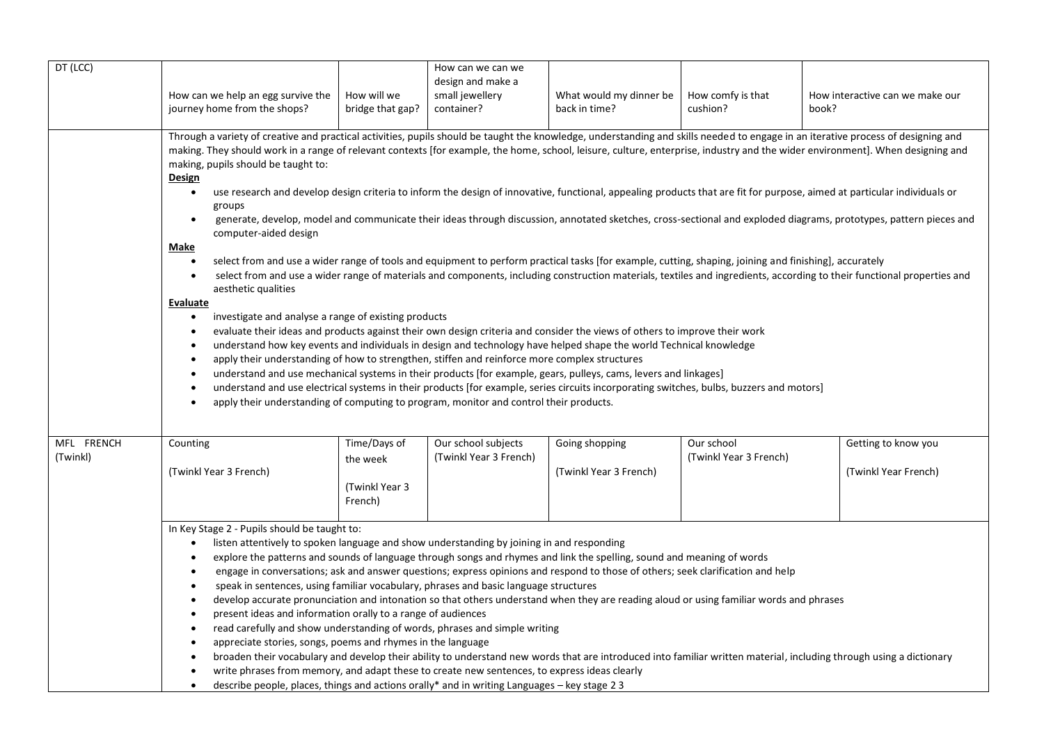| DT (LCC) | How can we help an egg survive the journey home from the shops? | How will we bridge that gap? | How can we can we design and make a small jewellery container? | What would my dinner be back in time? | How comfy is that cushion? | How interactive can we make our book? |
|---|---|---|---|---|---|---|
| | Through a variety of creative and practical activities, pupils should be taught the knowledge, understanding and skills needed to engage in an iterative process of designing and making. They should work in a range of relevant contexts [for example, the home, school, leisure, culture, enterprise, industry and the wider environment]. When designing and making, pupils should be taught to:<br>**Design**<br>• use research and develop design criteria to inform the design of innovative, functional, appealing products that are fit for purpose, aimed at particular individuals or groups<br>• generate, develop, model and communicate their ideas through discussion, annotated sketches, cross-sectional and exploded diagrams, prototypes, pattern pieces and computer-aided design<br>**Make**<br>• select from and use a wider range of tools and equipment to perform practical tasks [for example, cutting, shaping, joining and finishing], accurately<br>• select from and use a wider range of materials and components, including construction materials, textiles and ingredients, according to their functional properties and aesthetic qualities<br>**Evaluate**<br>• investigate and analyse a range of existing products<br>• evaluate their ideas and products against their own design criteria and consider the views of others to improve their work<br>• understand how key events and individuals in design and technology have helped shape the world Technical knowledge<br>• apply their understanding of how to strengthen, stiffen and reinforce more complex structures<br>• understand and use mechanical systems in their products [for example, gears, pulleys, cams, levers and linkages]<br>• understand and use electrical systems in their products [for example, series circuits incorporating switches, bulbs, buzzers and motors]<br>• apply their understanding of computing to program, monitor and control their products. | | | | | |
| MFL FRENCH (Twinkl) | Counting<br><br>(Twinkl Year 3 French) | Time/Days of the week<br><br>(Twinkl Year 3 French) | Our school subjects (Twinkl Year 3 French) | Going shopping<br><br>(Twinkl Year 3 French) | Our school (Twinkl Year 3 French) | Getting to know you<br><br>(Twinkl Year French) |
| | In Key Stage 2 - Pupils should be taught to:<br>• listen attentively to spoken language and show understanding by joining in and responding<br>• explore the patterns and sounds of language through songs and rhymes and link the spelling, sound and meaning of words<br>• engage in conversations; ask and answer questions; express opinions and respond to those of others; seek clarification and help<br>• speak in sentences, using familiar vocabulary, phrases and basic language structures<br>• develop accurate pronunciation and intonation so that others understand when they are reading aloud or using familiar words and phrases<br>• present ideas and information orally to a range of audiences<br>• read carefully and show understanding of words, phrases and simple writing<br>• appreciate stories, songs, poems and rhymes in the language<br>• broaden their vocabulary and develop their ability to understand new words that are introduced into familiar written material, including through using a dictionary<br>• write phrases from memory, and adapt these to create new sentences, to express ideas clearly<br>• describe people, places, things and actions orally* and in writing Languages – key stage 2 3 | | | | | |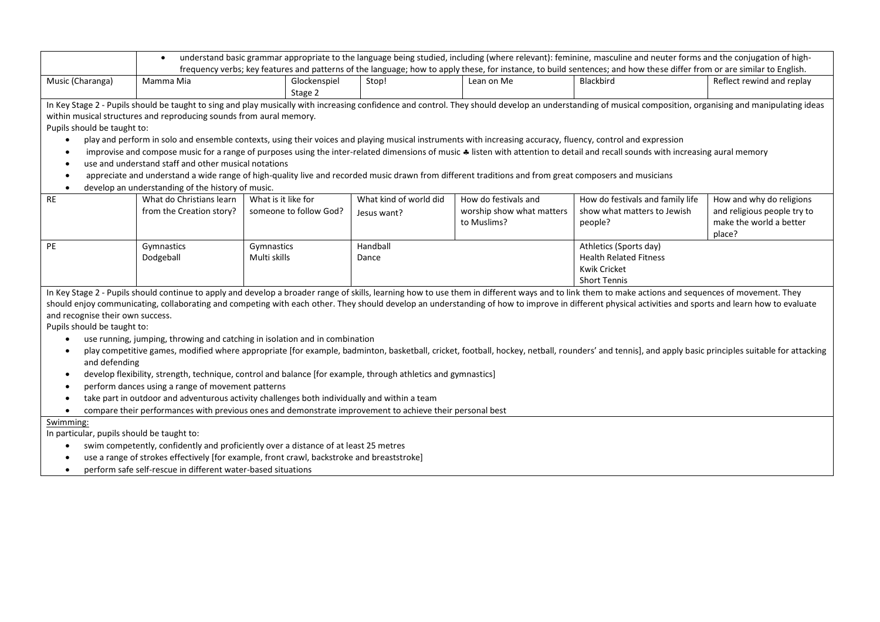| | | | | | | | |
|---|---|---|---|---|---|---|---|
| | • understand basic grammar appropriate to the language being studied, including (where relevant): feminine, masculine and neuter forms and the conjugation of high-frequency verbs; key features and patterns of the language; how to apply these, for instance, to build sentences; and how these differ from or are similar to English. | | | | | | |
| Music (Charanga) | Mamma Mia | | Glockenspiel Stage 2 | Stop! | Lean on Me | Blackbird | Reflect rewind and replay |

In Key Stage 2 - Pupils should be taught to sing and play musically with increasing confidence and control. They should develop an understanding of musical composition, organising and manipulating ideas within musical structures and reproducing sounds from aural memory.

Pupils should be taught to:

- play and perform in solo and ensemble contexts, using their voices and playing musical instruments with increasing accuracy, fluency, control and expression
- improvise and compose music for a range of purposes using the inter-related dimensions of music ♣ listen with attention to detail and recall sounds with increasing aural memory
- use and understand staff and other musical notations
- appreciate and understand a wide range of high-quality live and recorded music drawn from different traditions and from great composers and musicians
- develop an understanding of the history of music.

| | | | | | | |
|---|---|---|---|---|---|---|
| RE | What do Christians learn from the Creation story? | What is it like for someone to follow God? | What kind of world did Jesus want? | How do festivals and worship show what matters to Muslims? | How do festivals and family life show what matters to Jewish people? | How and why do religions and religious people try to make the world a better place? |
| PE | Gymnastics<br>Dodgeball | Gymnastics<br>Multi skills | Handball<br>Dance | | Athletics (Sports day)<br>Health Related Fitness<br>Kwik Cricket<br>Short Tennis | |

In Key Stage 2 - Pupils should continue to apply and develop a broader range of skills, learning how to use them in different ways and to link them to make actions and sequences of movement. They should enjoy communicating, collaborating and competing with each other. They should develop an understanding of how to improve in different physical activities and sports and learn how to evaluate and recognise their own success.

Pupils should be taught to:

- use running, jumping, throwing and catching in isolation and in combination
- play competitive games, modified where appropriate [for example, badminton, basketball, cricket, football, hockey, netball, rounders' and tennis], and apply basic principles suitable for attacking and defending
- develop flexibility, strength, technique, control and balance [for example, through athletics and gymnastics]
- perform dances using a range of movement patterns
- take part in outdoor and adventurous activity challenges both individually and within a team
- compare their performances with previous ones and demonstrate improvement to achieve their personal best

Swimming:

In particular, pupils should be taught to:

- swim competently, confidently and proficiently over a distance of at least 25 metres
- use a range of strokes effectively [for example, front crawl, backstroke and breaststroke]
- perform safe self-rescue in different water-based situations